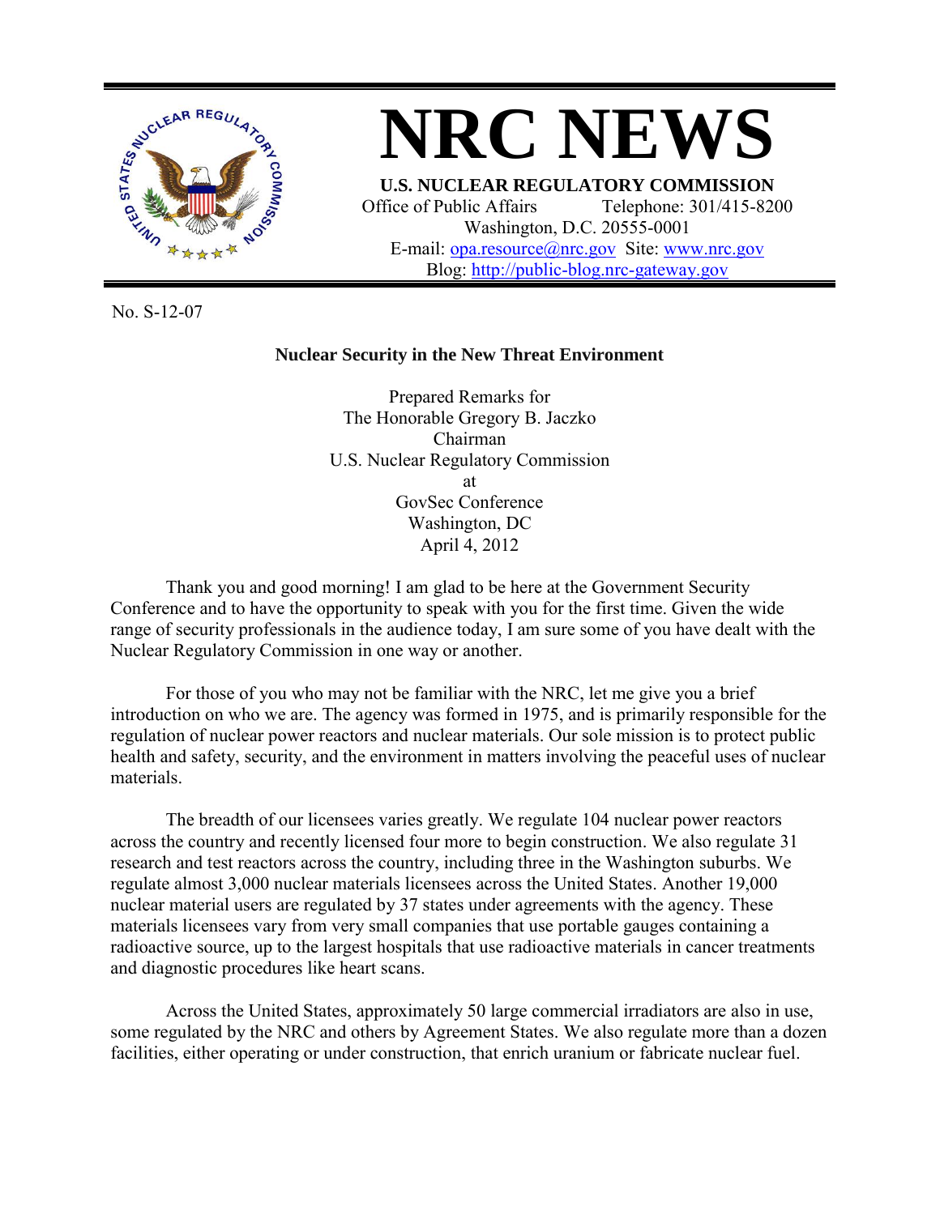# NRC NEWS

**U.S. NUCLEAR REGULATORY COMMISSION**
Office of Public Affairs Telephone: 301/415-8200
Washington, D.C. 20555-0001
E-mail: opa.resource@nrc.gov Site: www.nrc.gov
Blog: http://public-blog.nrc-gateway.gov

No. S-12-07

**Nuclear Security in the New Threat Environment**

Prepared Remarks for
The Honorable Gregory B. Jaczko
Chairman
U.S. Nuclear Regulatory Commission
at
GovSec Conference
Washington, DC
April 4, 2012

Thank you and good morning! I am glad to be here at the Government Security Conference and to have the opportunity to speak with you for the first time. Given the wide range of security professionals in the audience today, I am sure some of you have dealt with the Nuclear Regulatory Commission in one way or another.

For those of you who may not be familiar with the NRC, let me give you a brief introduction on who we are. The agency was formed in 1975, and is primarily responsible for the regulation of nuclear power reactors and nuclear materials. Our sole mission is to protect public health and safety, security, and the environment in matters involving the peaceful uses of nuclear materials.

The breadth of our licensees varies greatly. We regulate 104 nuclear power reactors across the country and recently licensed four more to begin construction. We also regulate 31 research and test reactors across the country, including three in the Washington suburbs. We regulate almost 3,000 nuclear materials licensees across the United States. Another 19,000 nuclear material users are regulated by 37 states under agreements with the agency. These materials licensees vary from very small companies that use portable gauges containing a radioactive source, up to the largest hospitals that use radioactive materials in cancer treatments and diagnostic procedures like heart scans.

Across the United States, approximately 50 large commercial irradiators are also in use, some regulated by the NRC and others by Agreement States. We also regulate more than a dozen facilities, either operating or under construction, that enrich uranium or fabricate nuclear fuel.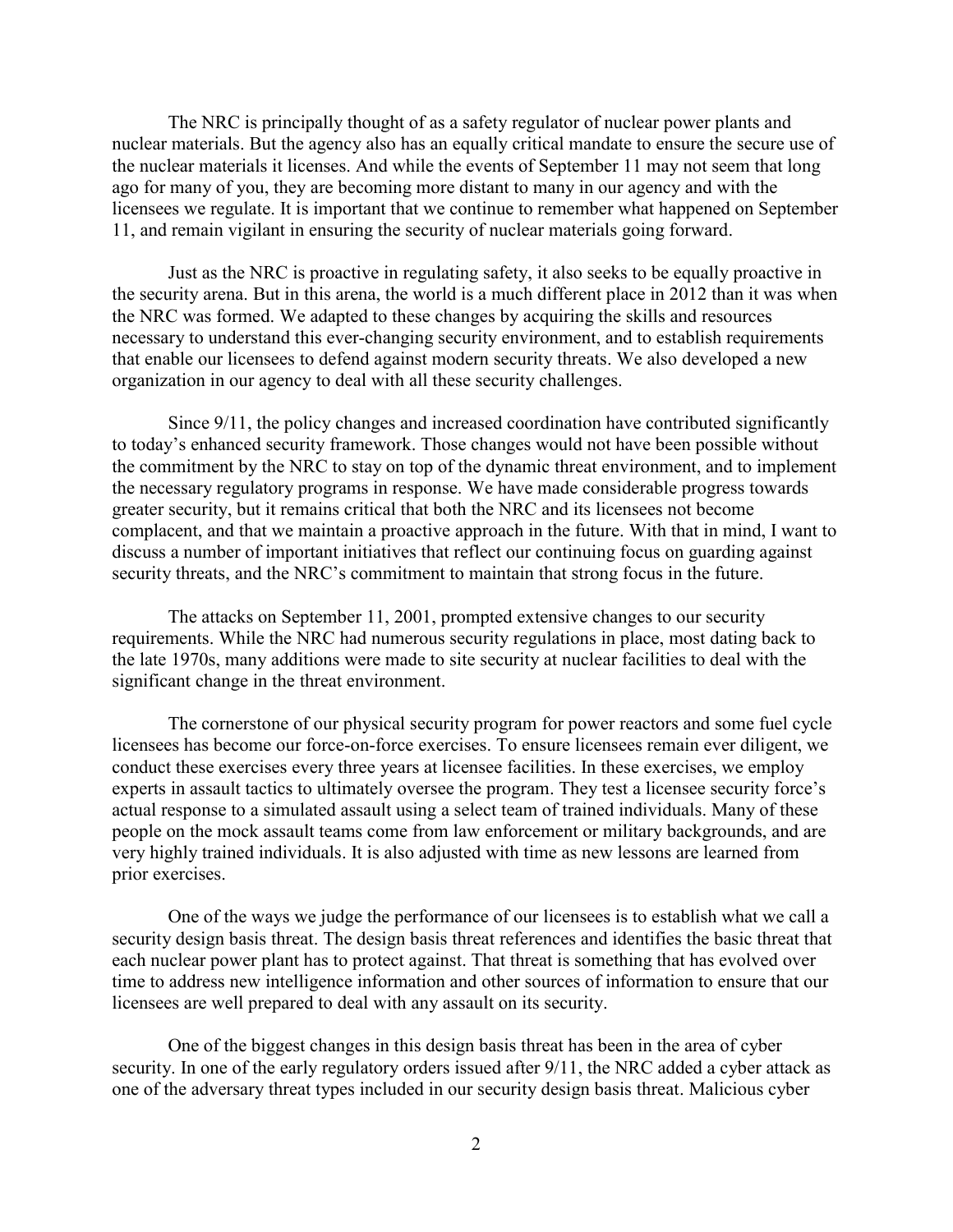The NRC is principally thought of as a safety regulator of nuclear power plants and nuclear materials. But the agency also has an equally critical mandate to ensure the secure use of the nuclear materials it licenses. And while the events of September 11 may not seem that long ago for many of you, they are becoming more distant to many in our agency and with the licensees we regulate. It is important that we continue to remember what happened on September 11, and remain vigilant in ensuring the security of nuclear materials going forward.

Just as the NRC is proactive in regulating safety, it also seeks to be equally proactive in the security arena. But in this arena, the world is a much different place in 2012 than it was when the NRC was formed. We adapted to these changes by acquiring the skills and resources necessary to understand this ever-changing security environment, and to establish requirements that enable our licensees to defend against modern security threats. We also developed a new organization in our agency to deal with all these security challenges.

Since 9/11, the policy changes and increased coordination have contributed significantly to today's enhanced security framework. Those changes would not have been possible without the commitment by the NRC to stay on top of the dynamic threat environment, and to implement the necessary regulatory programs in response. We have made considerable progress towards greater security, but it remains critical that both the NRC and its licensees not become complacent, and that we maintain a proactive approach in the future. With that in mind, I want to discuss a number of important initiatives that reflect our continuing focus on guarding against security threats, and the NRC's commitment to maintain that strong focus in the future.

The attacks on September 11, 2001, prompted extensive changes to our security requirements. While the NRC had numerous security regulations in place, most dating back to the late 1970s, many additions were made to site security at nuclear facilities to deal with the significant change in the threat environment.

The cornerstone of our physical security program for power reactors and some fuel cycle licensees has become our force-on-force exercises. To ensure licensees remain ever diligent, we conduct these exercises every three years at licensee facilities. In these exercises, we employ experts in assault tactics to ultimately oversee the program. They test a licensee security force's actual response to a simulated assault using a select team of trained individuals. Many of these people on the mock assault teams come from law enforcement or military backgrounds, and are very highly trained individuals. It is also adjusted with time as new lessons are learned from prior exercises.

One of the ways we judge the performance of our licensees is to establish what we call a security design basis threat. The design basis threat references and identifies the basic threat that each nuclear power plant has to protect against. That threat is something that has evolved over time to address new intelligence information and other sources of information to ensure that our licensees are well prepared to deal with any assault on its security.

One of the biggest changes in this design basis threat has been in the area of cyber security. In one of the early regulatory orders issued after 9/11, the NRC added a cyber attack as one of the adversary threat types included in our security design basis threat. Malicious cyber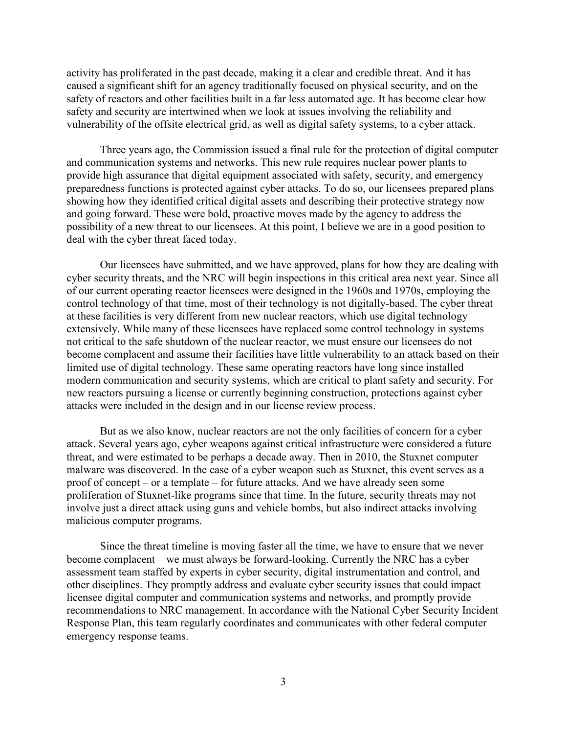activity has proliferated in the past decade, making it a clear and credible threat. And it has caused a significant shift for an agency traditionally focused on physical security, and on the safety of reactors and other facilities built in a far less automated age. It has become clear how safety and security are intertwined when we look at issues involving the reliability and vulnerability of the offsite electrical grid, as well as digital safety systems, to a cyber attack.

Three years ago, the Commission issued a final rule for the protection of digital computer and communication systems and networks. This new rule requires nuclear power plants to provide high assurance that digital equipment associated with safety, security, and emergency preparedness functions is protected against cyber attacks. To do so, our licensees prepared plans showing how they identified critical digital assets and describing their protective strategy now and going forward. These were bold, proactive moves made by the agency to address the possibility of a new threat to our licensees. At this point, I believe we are in a good position to deal with the cyber threat faced today.

Our licensees have submitted, and we have approved, plans for how they are dealing with cyber security threats, and the NRC will begin inspections in this critical area next year. Since all of our current operating reactor licensees were designed in the 1960s and 1970s, employing the control technology of that time, most of their technology is not digitally-based. The cyber threat at these facilities is very different from new nuclear reactors, which use digital technology extensively. While many of these licensees have replaced some control technology in systems not critical to the safe shutdown of the nuclear reactor, we must ensure our licensees do not become complacent and assume their facilities have little vulnerability to an attack based on their limited use of digital technology. These same operating reactors have long since installed modern communication and security systems, which are critical to plant safety and security. For new reactors pursuing a license or currently beginning construction, protections against cyber attacks were included in the design and in our license review process.

But as we also know, nuclear reactors are not the only facilities of concern for a cyber attack. Several years ago, cyber weapons against critical infrastructure were considered a future threat, and were estimated to be perhaps a decade away. Then in 2010, the Stuxnet computer malware was discovered. In the case of a cyber weapon such as Stuxnet, this event serves as a proof of concept – or a template – for future attacks. And we have already seen some proliferation of Stuxnet-like programs since that time. In the future, security threats may not involve just a direct attack using guns and vehicle bombs, but also indirect attacks involving malicious computer programs.

Since the threat timeline is moving faster all the time, we have to ensure that we never become complacent – we must always be forward-looking. Currently the NRC has a cyber assessment team staffed by experts in cyber security, digital instrumentation and control, and other disciplines. They promptly address and evaluate cyber security issues that could impact licensee digital computer and communication systems and networks, and promptly provide recommendations to NRC management. In accordance with the National Cyber Security Incident Response Plan, this team regularly coordinates and communicates with other federal computer emergency response teams.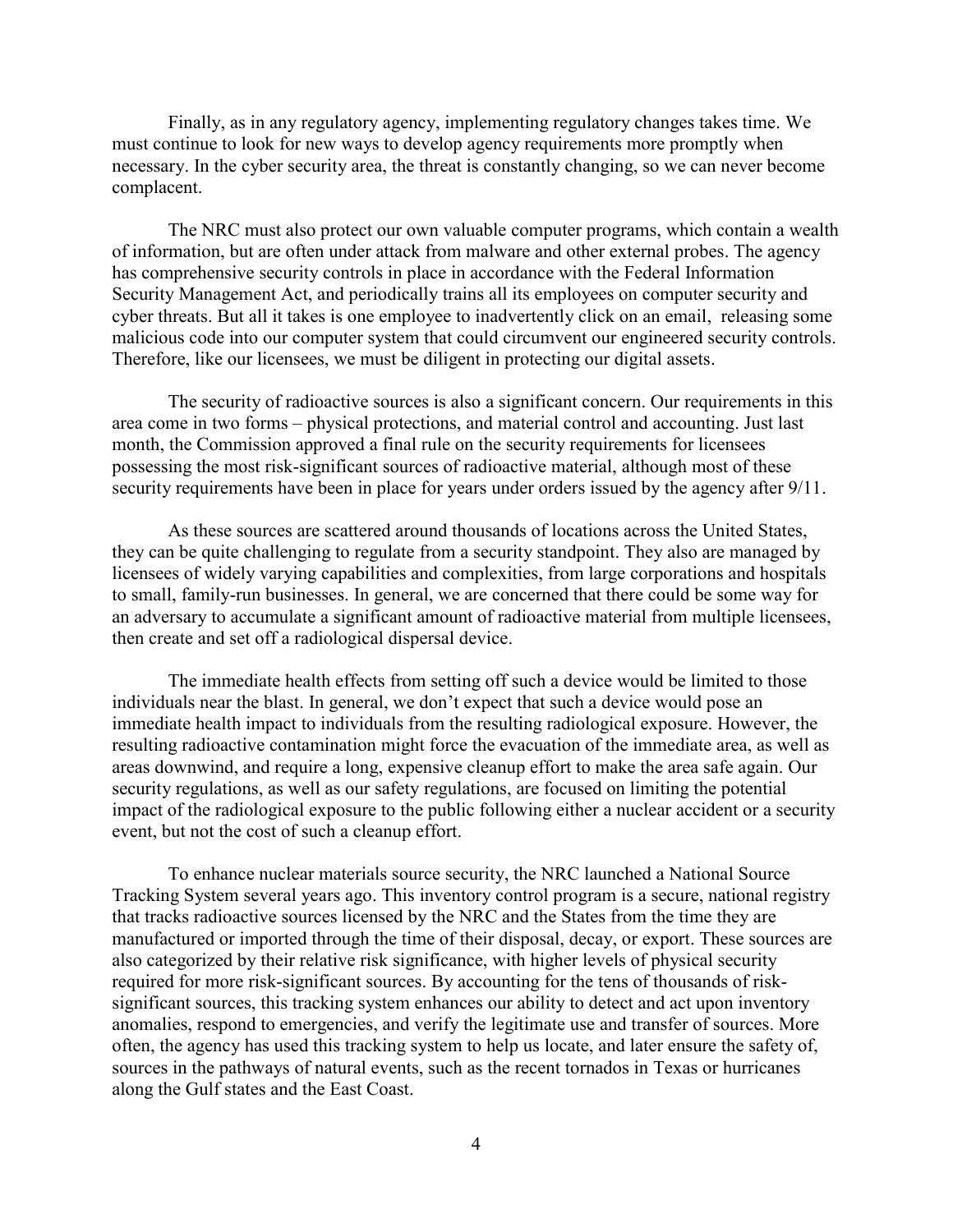Finally, as in any regulatory agency, implementing regulatory changes takes time. We must continue to look for new ways to develop agency requirements more promptly when necessary. In the cyber security area, the threat is constantly changing, so we can never become complacent.

The NRC must also protect our own valuable computer programs, which contain a wealth of information, but are often under attack from malware and other external probes. The agency has comprehensive security controls in place in accordance with the Federal Information Security Management Act, and periodically trains all its employees on computer security and cyber threats. But all it takes is one employee to inadvertently click on an email, releasing some malicious code into our computer system that could circumvent our engineered security controls. Therefore, like our licensees, we must be diligent in protecting our digital assets.

The security of radioactive sources is also a significant concern. Our requirements in this area come in two forms – physical protections, and material control and accounting. Just last month, the Commission approved a final rule on the security requirements for licensees possessing the most risk-significant sources of radioactive material, although most of these security requirements have been in place for years under orders issued by the agency after 9/11.

As these sources are scattered around thousands of locations across the United States, they can be quite challenging to regulate from a security standpoint. They also are managed by licensees of widely varying capabilities and complexities, from large corporations and hospitals to small, family-run businesses. In general, we are concerned that there could be some way for an adversary to accumulate a significant amount of radioactive material from multiple licensees, then create and set off a radiological dispersal device.

The immediate health effects from setting off such a device would be limited to those individuals near the blast. In general, we don't expect that such a device would pose an immediate health impact to individuals from the resulting radiological exposure. However, the resulting radioactive contamination might force the evacuation of the immediate area, as well as areas downwind, and require a long, expensive cleanup effort to make the area safe again. Our security regulations, as well as our safety regulations, are focused on limiting the potential impact of the radiological exposure to the public following either a nuclear accident or a security event, but not the cost of such a cleanup effort.

To enhance nuclear materials source security, the NRC launched a National Source Tracking System several years ago. This inventory control program is a secure, national registry that tracks radioactive sources licensed by the NRC and the States from the time they are manufactured or imported through the time of their disposal, decay, or export. These sources are also categorized by their relative risk significance, with higher levels of physical security required for more risk-significant sources. By accounting for the tens of thousands of risk-significant sources, this tracking system enhances our ability to detect and act upon inventory anomalies, respond to emergencies, and verify the legitimate use and transfer of sources. More often, the agency has used this tracking system to help us locate, and later ensure the safety of, sources in the pathways of natural events, such as the recent tornados in Texas or hurricanes along the Gulf states and the East Coast.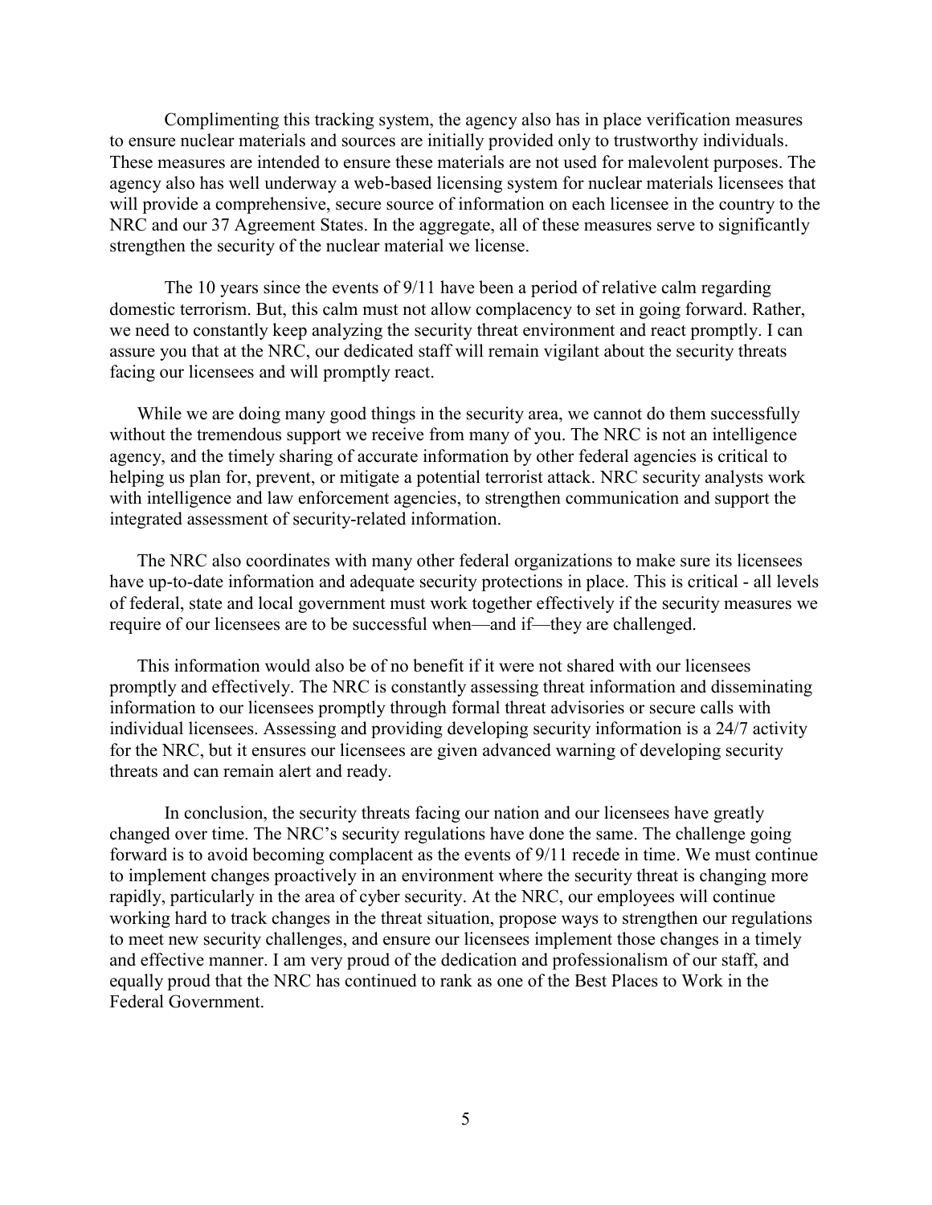Complimenting this tracking system, the agency also has in place verification measures to ensure nuclear materials and sources are initially provided only to trustworthy individuals. These measures are intended to ensure these materials are not used for malevolent purposes. The agency also has well underway a web-based licensing system for nuclear materials licensees that will provide a comprehensive, secure source of information on each licensee in the country to the NRC and our 37 Agreement States. In the aggregate, all of these measures serve to significantly strengthen the security of the nuclear material we license.

The 10 years since the events of 9/11 have been a period of relative calm regarding domestic terrorism. But, this calm must not allow complacency to set in going forward. Rather, we need to constantly keep analyzing the security threat environment and react promptly. I can assure you that at the NRC, our dedicated staff will remain vigilant about the security threats facing our licensees and will promptly react.

While we are doing many good things in the security area, we cannot do them successfully without the tremendous support we receive from many of you. The NRC is not an intelligence agency, and the timely sharing of accurate information by other federal agencies is critical to helping us plan for, prevent, or mitigate a potential terrorist attack. NRC security analysts work with intelligence and law enforcement agencies, to strengthen communication and support the integrated assessment of security-related information.

The NRC also coordinates with many other federal organizations to make sure its licensees have up-to-date information and adequate security protections in place. This is critical - all levels of federal, state and local government must work together effectively if the security measures we require of our licensees are to be successful when—and if—they are challenged.

This information would also be of no benefit if it were not shared with our licensees promptly and effectively. The NRC is constantly assessing threat information and disseminating information to our licensees promptly through formal threat advisories or secure calls with individual licensees. Assessing and providing developing security information is a 24/7 activity for the NRC, but it ensures our licensees are given advanced warning of developing security threats and can remain alert and ready.

In conclusion, the security threats facing our nation and our licensees have greatly changed over time. The NRC's security regulations have done the same. The challenge going forward is to avoid becoming complacent as the events of 9/11 recede in time. We must continue to implement changes proactively in an environment where the security threat is changing more rapidly, particularly in the area of cyber security. At the NRC, our employees will continue working hard to track changes in the threat situation, propose ways to strengthen our regulations to meet new security challenges, and ensure our licensees implement those changes in a timely and effective manner. I am very proud of the dedication and professionalism of our staff, and equally proud that the NRC has continued to rank as one of the Best Places to Work in the Federal Government.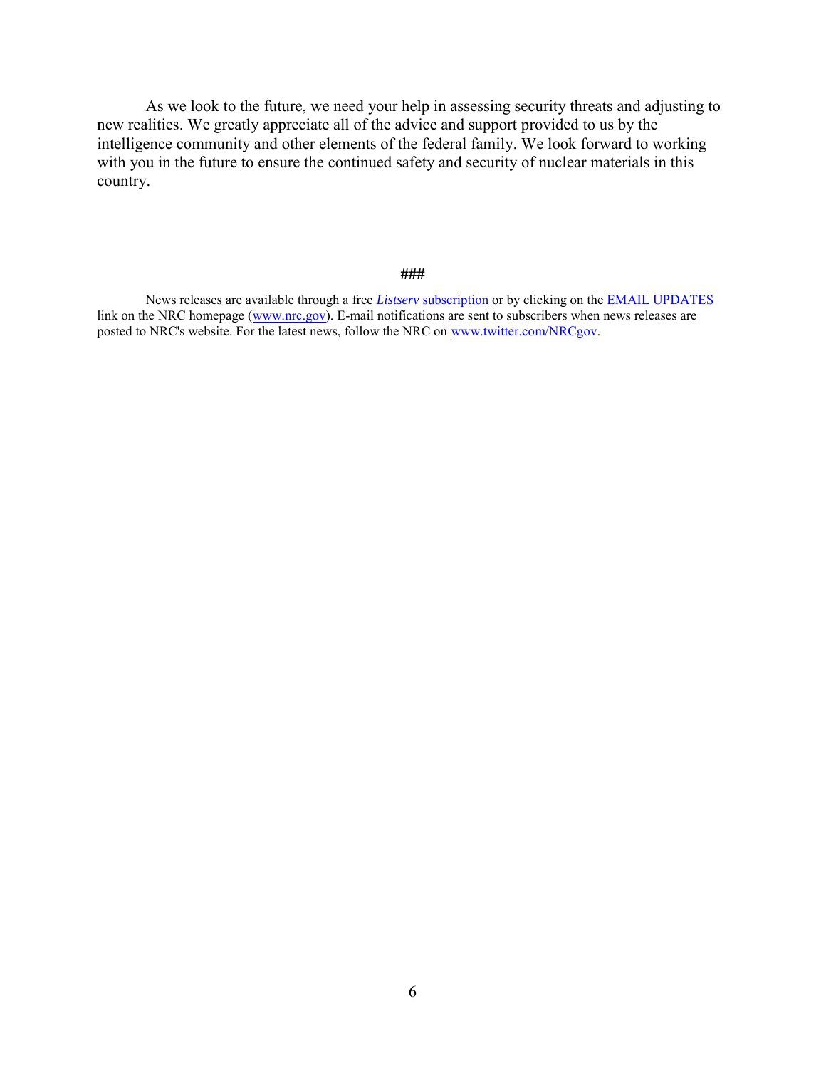As we look to the future, we need your help in assessing security threats and adjusting to new realities. We greatly appreciate all of the advice and support provided to us by the intelligence community and other elements of the federal family. We look forward to working with you in the future to ensure the continued safety and security of nuclear materials in this country.

###

News releases are available through a free *Listserv* subscription or by clicking on the EMAIL UPDATES link on the NRC homepage (www.nrc.gov). E-mail notifications are sent to subscribers when news releases are posted to NRC's website. For the latest news, follow the NRC on www.twitter.com/NRCgov.